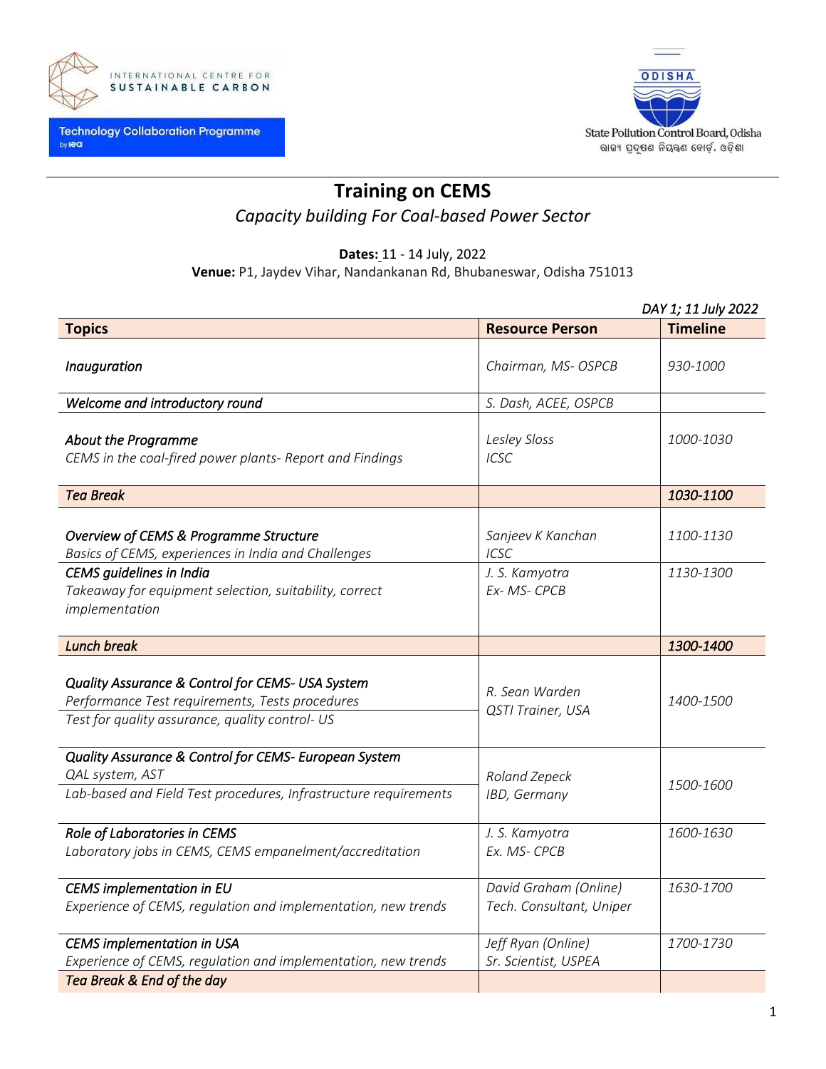INTERNATIONAL CENTRE FOR SUSTAINABLE CARBON

Technology Collaboration Programme by iea

ODISHA

State Pollution Control Board, Odisha

ରାଜ୍ୟ ପ୍ରଦୂଷଣ ନିୟନ୍ତ୍ରଣ ବୋର୍ଡ, ଓଡ଼ିଶା

# Training on CEMS

*Capacity building For Coal-based Power Sector*

**Dates:** 11 - 14 July, 2022

**Venue:** P1, Jaydev Vihar, Nandankanan Rd, Bhubaneswar, Odisha 751013

*DAY 1; 11 July 2022*

| Topics | Resource Person | Timeline |
|---|---|---|
| *Inauguration* | *Chairman, MS- OSPCB* | *930-1000* |
| *Welcome and introductory round* | *S. Dash, ACEE, OSPCB* | |
| *About the Programme*<br>*CEMS in the coal-fired power plants- Report and Findings* | *Lesley Sloss*<br>*ICSC* | *1000-1030* |
| *Tea Break* | | *1030-1100* |
| *Overview of CEMS & Programme Structure*<br>*Basics of CEMS, experiences in India and Challenges* | *Sanjeev K Kanchan*<br>*ICSC* | *1100-1130* |
| *CEMS guidelines in India*<br>*Takeaway for equipment selection, suitability, correct implementation* | *J. S. Kamyotra*<br>*Ex- MS- CPCB* | *1130-1300* |
| *Lunch break* | | *1300-1400* |
| *Quality Assurance & Control for CEMS- USA System*<br>*Performance Test requirements, Tests procedures*<br>*Test for quality assurance, quality control- US* | *R. Sean Warden*<br>*QSTI Trainer, USA* | *1400-1500* |
| *Quality Assurance & Control for CEMS- European System*<br>*QAL system, AST*<br>*Lab-based and Field Test procedures, Infrastructure requirements* | *Roland Zepeck*<br>*IBD, Germany* | *1500-1600* |
| *Role of Laboratories in CEMS*<br>*Laboratory jobs in CEMS, CEMS empanelment/accreditation* | *J. S. Kamyotra*<br>*Ex. MS- CPCB* | *1600-1630* |
| *CEMS implementation in EU*<br>*Experience of CEMS, regulation and implementation, new trends* | *David Graham (Online)*<br>*Tech. Consultant, Uniper* | *1630-1700* |
| *CEMS implementation in USA*<br>*Experience of CEMS, regulation and implementation, new trends* | *Jeff Ryan (Online)*<br>*Sr. Scientist, USPEA* | *1700-1730* |
| *Tea Break & End of the day* | | |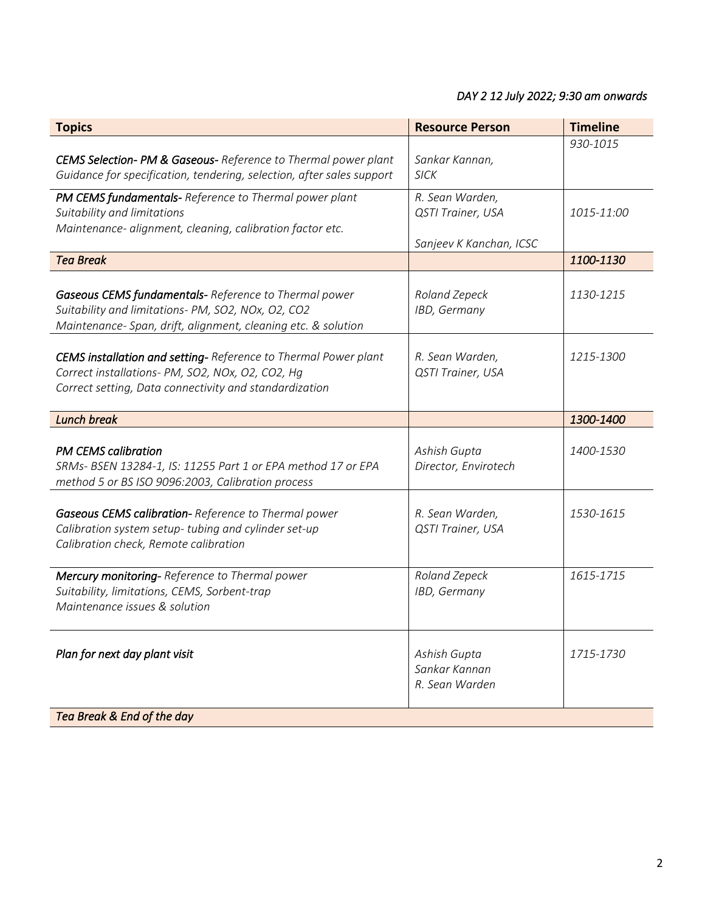*DAY 2 12 July 2022; 9:30 am onwards*

| Topics | Resource Person | Timeline |
|---|---|---|
| ***CEMS Selection- PM & Gaseous-*** *Reference to Thermal power plant*<br>*Guidance for specification, tendering, selection, after sales support* | *Sankar Kannan,*<br>*SICK* | *930-1015* |
| ***PM CEMS fundamentals-*** *Reference to Thermal power plant*<br>*Suitability and limitations*<br>*Maintenance- alignment, cleaning, calibration factor etc.* | *R. Sean Warden,*<br>*QSTI Trainer, USA*<br><br>*Sanjeev K Kanchan, ICSC* | *1015-11:00* |
| ***Tea Break*** | | ***1100-1130*** |
| ***Gaseous CEMS fundamentals-*** *Reference to Thermal power*<br>*Suitability and limitations- PM, $SO_2$, NOx, $O_2$, $CO_2$*<br>*Maintenance- Span, drift, alignment, cleaning etc. & solution* | *Roland Zepeck*<br>*IBD, Germany* | *1130-1215* |
| ***CEMS installation and setting-*** *Reference to Thermal Power plant*<br>*Correct installations- PM, $SO_2$, NOx, $O_2$, $CO_2$, Hg*<br>*Correct setting, Data connectivity and standardization* | *R. Sean Warden,*<br>*QSTI Trainer, USA* | *1215-1300* |
| ***Lunch break*** | | ***1300-1400*** |
| ***PM CEMS calibration***<br>*SRMs- BSEN 13284-1, IS: 11255 Part 1 or EPA method 17 or EPA method 5 or BS ISO 9096:2003, Calibration process* | *Ashish Gupta*<br>*Director, Envirotech* | *1400-1530* |
| ***Gaseous CEMS calibration-*** *Reference to Thermal power*<br>*Calibration system setup- tubing and cylinder set-up*<br>*Calibration check, Remote calibration* | *R. Sean Warden,*<br>*QSTI Trainer, USA* | *1530-1615* |
| ***Mercury monitoring-*** *Reference to Thermal power*<br>*Suitability, limitations, CEMS, Sorbent-trap*<br>*Maintenance issues & solution* | *Roland Zepeck*<br>*IBD, Germany* | *1615-1715* |
| ***Plan for next day plant visit*** | *Ashish Gupta*<br>*Sankar Kannan*<br>*R. Sean Warden* | *1715-1730* |
| ***Tea Break & End of the day*** | | |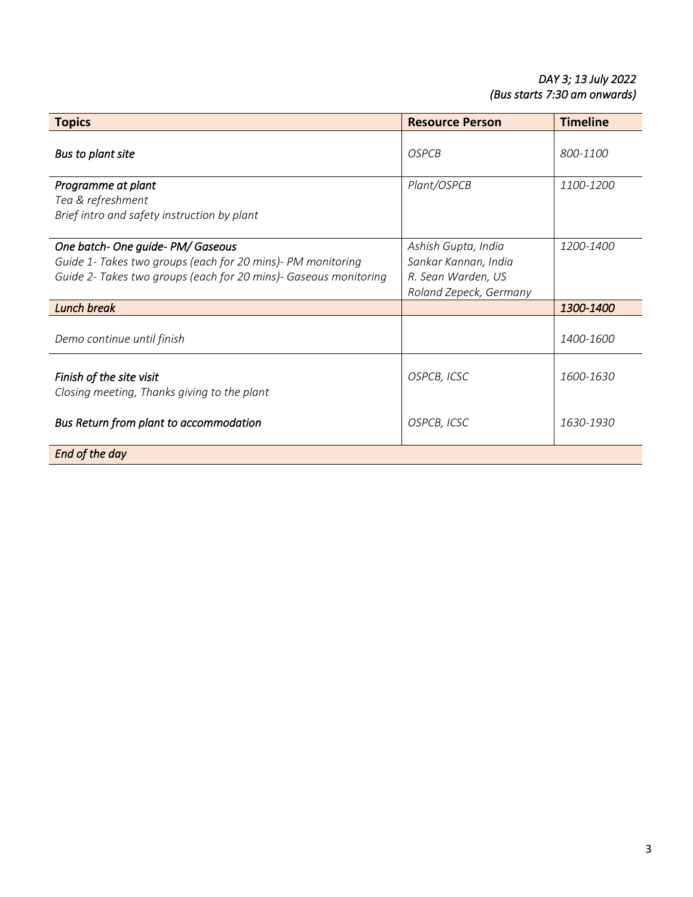*DAY 3; 13 July 2022*
*(Bus starts 7:30 am onwards)*

| **Topics** | **Resource Person** | **Timeline** |
|---|---|---|
| ***Bus to plant site*** | *OSPCB* | *800-1100* |
| ***Programme at plant***<br>*Tea & refreshment*<br>*Brief intro and safety instruction by plant* | *Plant/OSPCB* | *1100-1200* |
| ***One batch- One guide- PM/ Gaseous***<br>*Guide 1- Takes two groups (each for 20 mins)- PM monitoring*<br>*Guide 2- Takes two groups (each for 20 mins)- Gaseous monitoring* | *Ashish Gupta, India*<br>*Sankar Kannan, India*<br>*R. Sean Warden, US*<br>*Roland Zepeck, Germany* | *1200-1400* |
| ***Lunch break*** | | ***1300-1400*** |
| *Demo continue until finish* | | *1400-1600* |
| ***Finish of the site visit***<br>*Closing meeting, Thanks giving to the plant* | *OSPCB, ICSC* | *1600-1630* |
| ***Bus Return from plant to accommodation*** | *OSPCB, ICSC* | *1630-1930* |
| ***End of the day*** | | |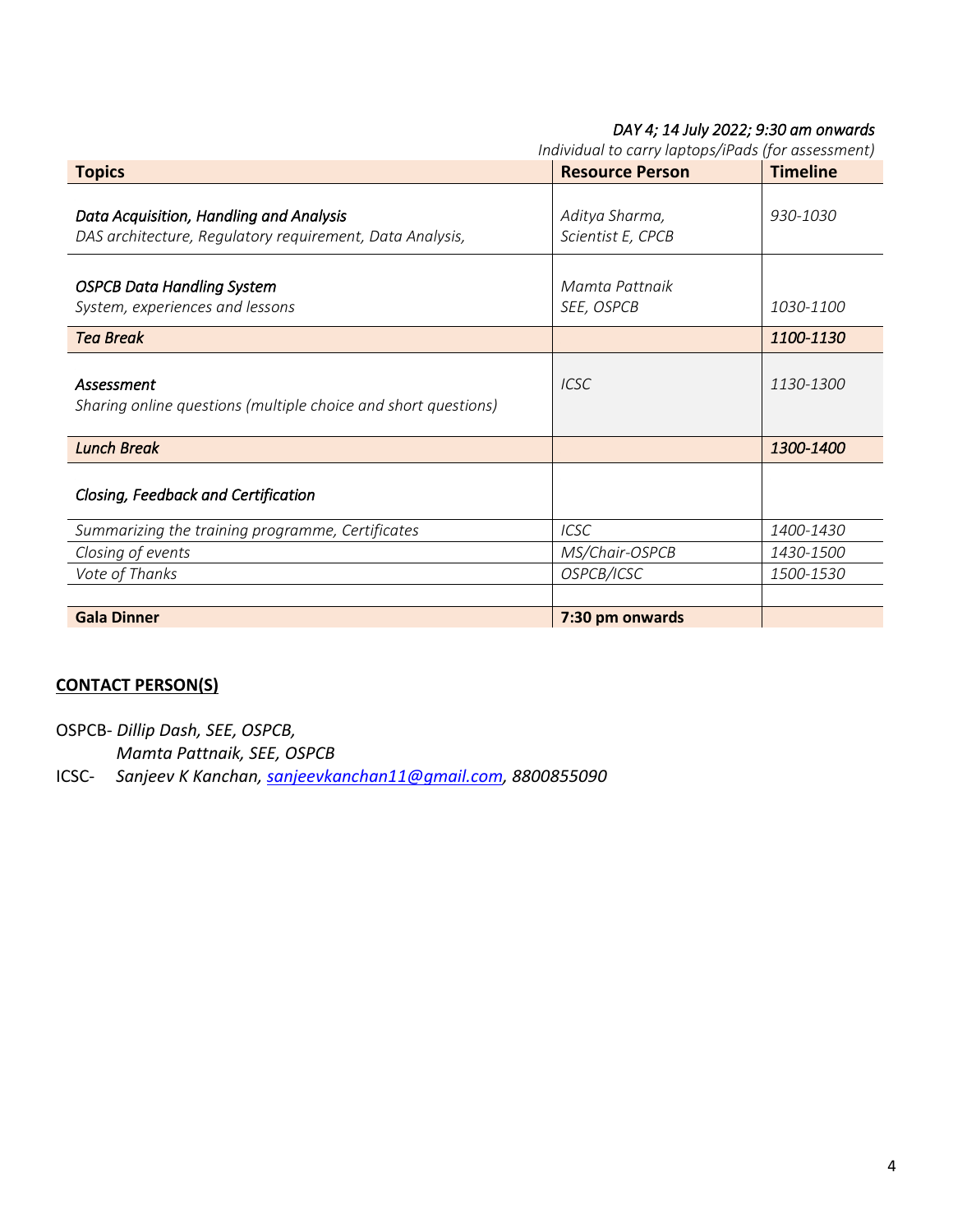*DAY 4; 14 July 2022; 9:30 am onwards*

*Individual to carry laptops/iPads (for assessment)*

| Topics | Resource Person | Timeline |
|---|---|---|
| ***Data Acquisition, Handling and Analysis***<br>*DAS architecture, Regulatory requirement, Data Analysis,* | *Aditya Sharma,*<br>*Scientist E, CPCB* | *930-1030* |
| ***OSPCB Data Handling System***<br>*System, experiences and lessons* | *Mamta Pattnaik*<br>*SEE, OSPCB* | *1030-1100* |
| ***Tea Break*** | | ***1100-1130*** |
| ***Assessment***<br>*Sharing online questions (multiple choice and short questions)* | *ICSC* | *1130-1300* |
| ***Lunch Break*** | | ***1300-1400*** |
| ***Closing, Feedback and Certification*** | | |
| *Summarizing the training programme, Certificates* | *ICSC* | *1400-1430* |
| *Closing of events* | *MS/Chair-OSPCB* | *1430-1500* |
| *Vote of Thanks* | *OSPCB/ICSC* | *1500-1530* |
| | | |
| **Gala Dinner** | **7:30 pm onwards** | |

## CONTACT PERSON(S)

OSPCB- *Dillip Dash, SEE, OSPCB,*
*Mamta Pattnaik, SEE, OSPCB*

ICSC- *Sanjeev K Kanchan, sanjeevkanchan11@gmail.com, 8800855090*